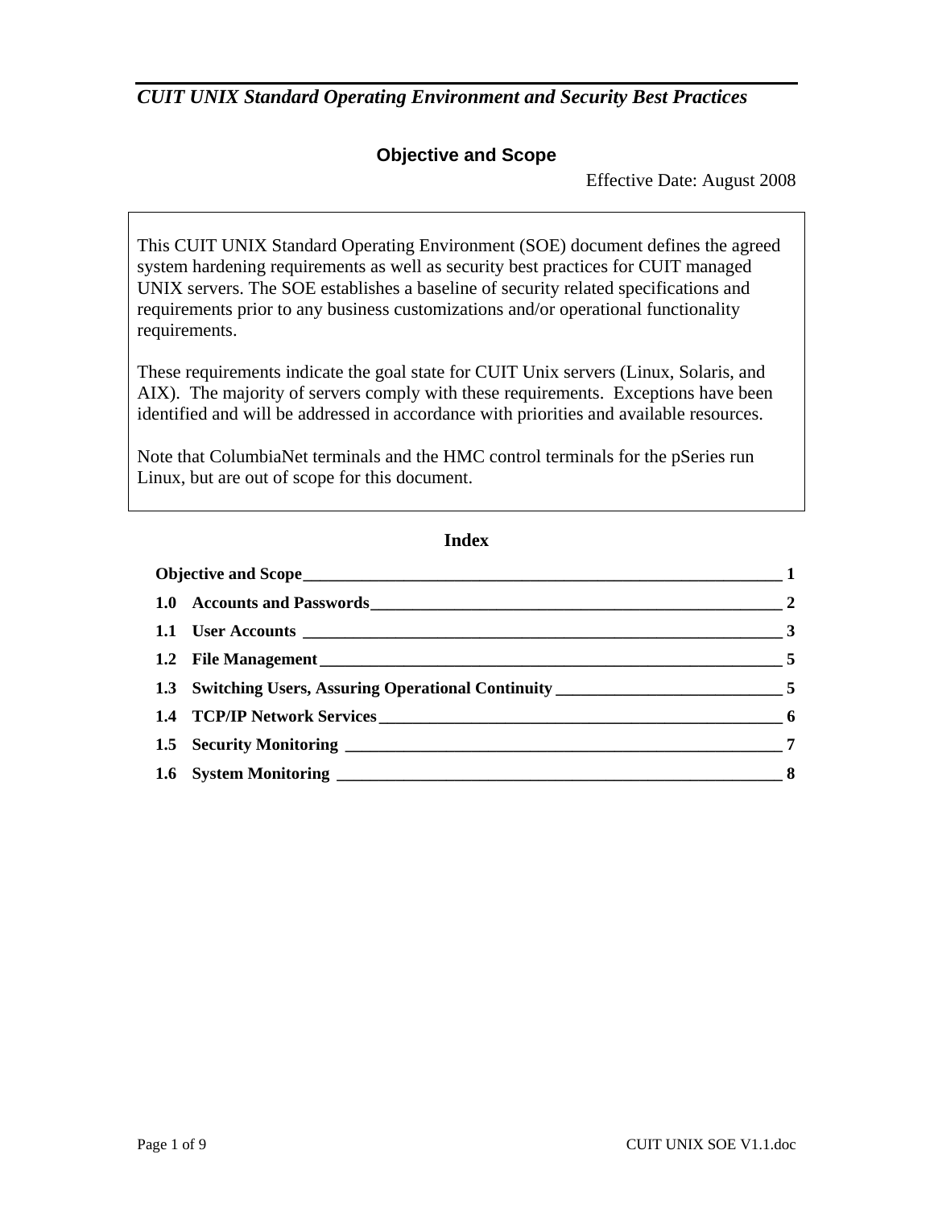*CUIT UNIX Standard Operating Environment and Security Best Practices*

## Objective and Scope

Effective Date: August 2008

This CUIT UNIX Standard Operating Environment (SOE) document defines the agreed system hardening requirements as well as security best practices for CUIT managed UNIX servers. The SOE establishes a baseline of security related specifications and requirements prior to any business customizations and/or operational functionality requirements.

These requirements indicate the goal state for CUIT Unix servers (Linux, Solaris, and AIX). The majority of servers comply with these requirements. Exceptions have been identified and will be addressed in accordance with priorities and available resources.

Note that ColumbiaNet terminals and the HMC control terminals for the pSeries run Linux, but are out of scope for this document.

## Index

**Objective and Scope** ____ **1**

**1.0 Accounts and Passwords** ____ **2**

**1.1 User Accounts** ____ **3**

**1.2 File Management** ____ **5**

**1.3 Switching Users, Assuring Operational Continuity** ____ **5**

**1.4 TCP/IP Network Services** ____ **6**

**1.5 Security Monitoring** ____ **7**

**1.6 System Monitoring** ____ **8**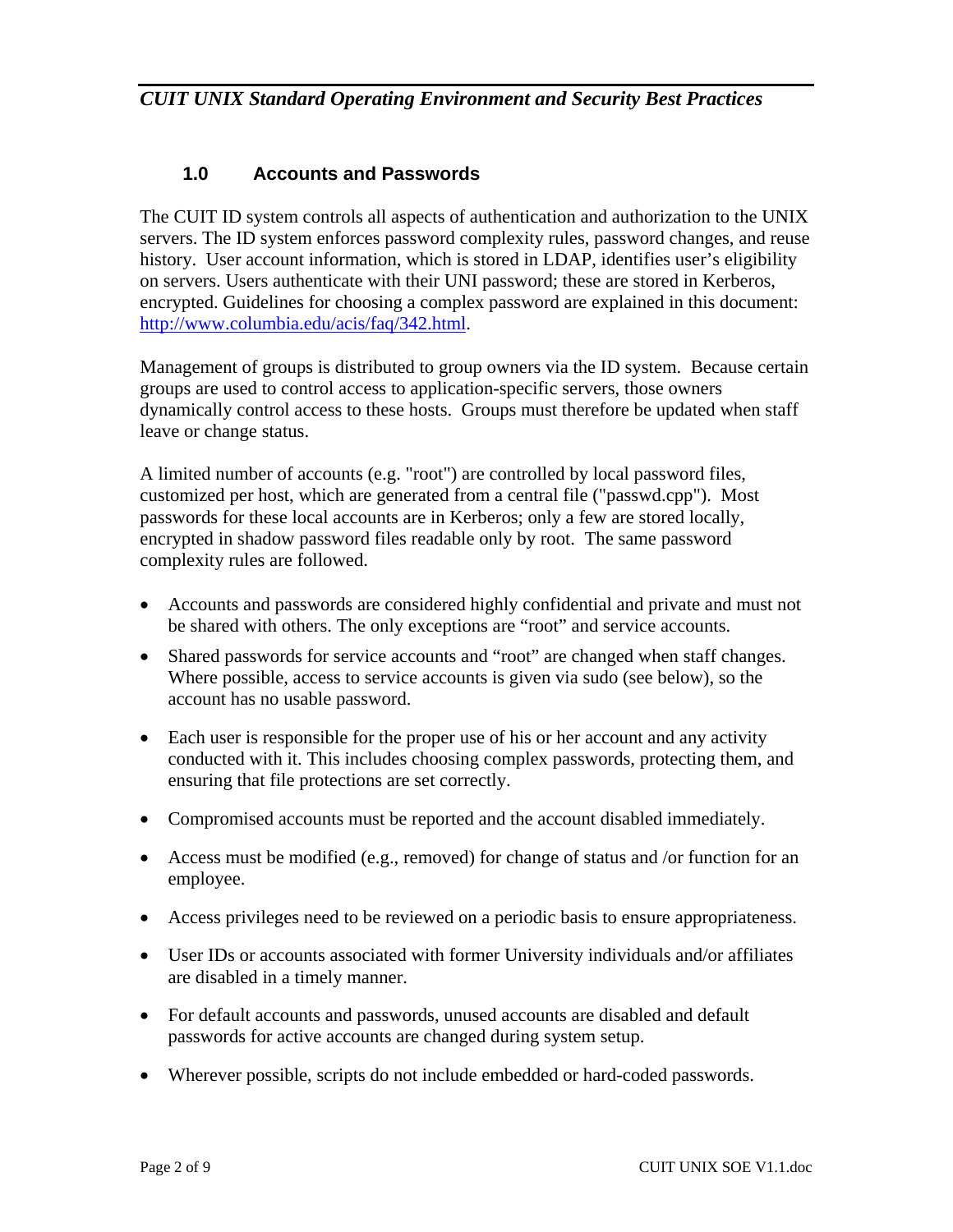## 1.0 Accounts and Passwords

The CUIT ID system controls all aspects of authentication and authorization to the UNIX servers. The ID system enforces password complexity rules, password changes, and reuse history. User account information, which is stored in LDAP, identifies user's eligibility on servers. Users authenticate with their UNI password; these are stored in Kerberos, encrypted. Guidelines for choosing a complex password are explained in this document: [http://www.columbia.edu/acis/faq/342.html](http://www.columbia.edu/acis/faq/342.html).

Management of groups is distributed to group owners via the ID system. Because certain groups are used to control access to application-specific servers, those owners dynamically control access to these hosts. Groups must therefore be updated when staff leave or change status.

A limited number of accounts (e.g. "root") are controlled by local password files, customized per host, which are generated from a central file ("passwd.cpp"). Most passwords for these local accounts are in Kerberos; only a few are stored locally, encrypted in shadow password files readable only by root. The same password complexity rules are followed.

- Accounts and passwords are considered highly confidential and private and must not be shared with others. The only exceptions are "root" and service accounts.
- Shared passwords for service accounts and "root" are changed when staff changes. Where possible, access to service accounts is given via sudo (see below), so the account has no usable password.
- Each user is responsible for the proper use of his or her account and any activity conducted with it. This includes choosing complex passwords, protecting them, and ensuring that file protections are set correctly.
- Compromised accounts must be reported and the account disabled immediately.
- Access must be modified (e.g., removed) for change of status and /or function for an employee.
- Access privileges need to be reviewed on a periodic basis to ensure appropriateness.
- User IDs or accounts associated with former University individuals and/or affiliates are disabled in a timely manner.
- For default accounts and passwords, unused accounts are disabled and default passwords for active accounts are changed during system setup.
- Wherever possible, scripts do not include embedded or hard-coded passwords.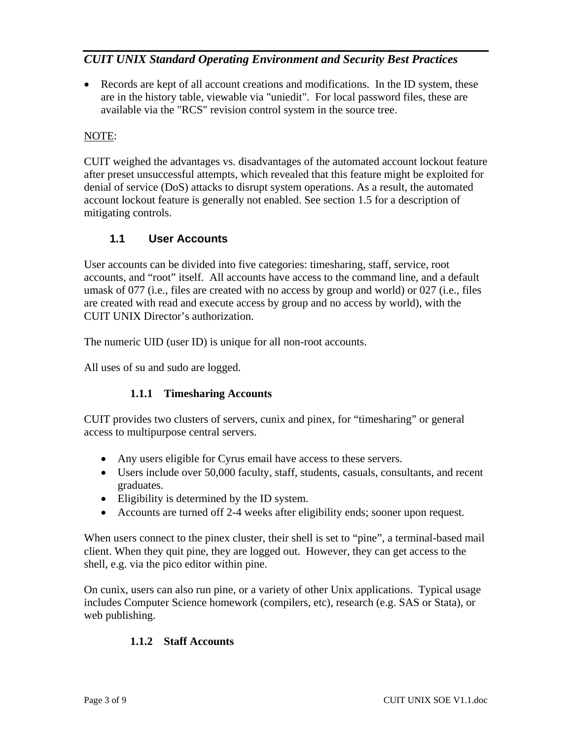- Records are kept of all account creations and modifications. In the ID system, these are in the history table, viewable via "uniedit". For local password files, these are available via the "RCS" revision control system in the source tree.

<u>NOTE</u>:

CUIT weighed the advantages vs. disadvantages of the automated account lockout feature after preset unsuccessful attempts, which revealed that this feature might be exploited for denial of service (DoS) attacks to disrupt system operations. As a result, the automated account lockout feature is generally not enabled. See section 1.5 for a description of mitigating controls.

## 1.1 User Accounts

User accounts can be divided into five categories: timesharing, staff, service, root accounts, and "root" itself. All accounts have access to the command line, and a default umask of 077 (i.e., files are created with no access by group and world) or 027 (i.e., files are created with read and execute access by group and no access by world), with the CUIT UNIX Director's authorization.

The numeric UID (user ID) is unique for all non-root accounts.

All uses of su and sudo are logged.

### 1.1.1 Timesharing Accounts

CUIT provides two clusters of servers, cunix and pinex, for "timesharing" or general access to multipurpose central servers.

- Any users eligible for Cyrus email have access to these servers.
- Users include over 50,000 faculty, staff, students, casuals, consultants, and recent graduates.
- Eligibility is determined by the ID system.
- Accounts are turned off 2-4 weeks after eligibility ends; sooner upon request.

When users connect to the pinex cluster, their shell is set to "pine", a terminal-based mail client. When they quit pine, they are logged out. However, they can get access to the shell, e.g. via the pico editor within pine.

On cunix, users can also run pine, or a variety of other Unix applications. Typical usage includes Computer Science homework (compilers, etc), research (e.g. SAS or Stata), or web publishing.

### 1.1.2 Staff Accounts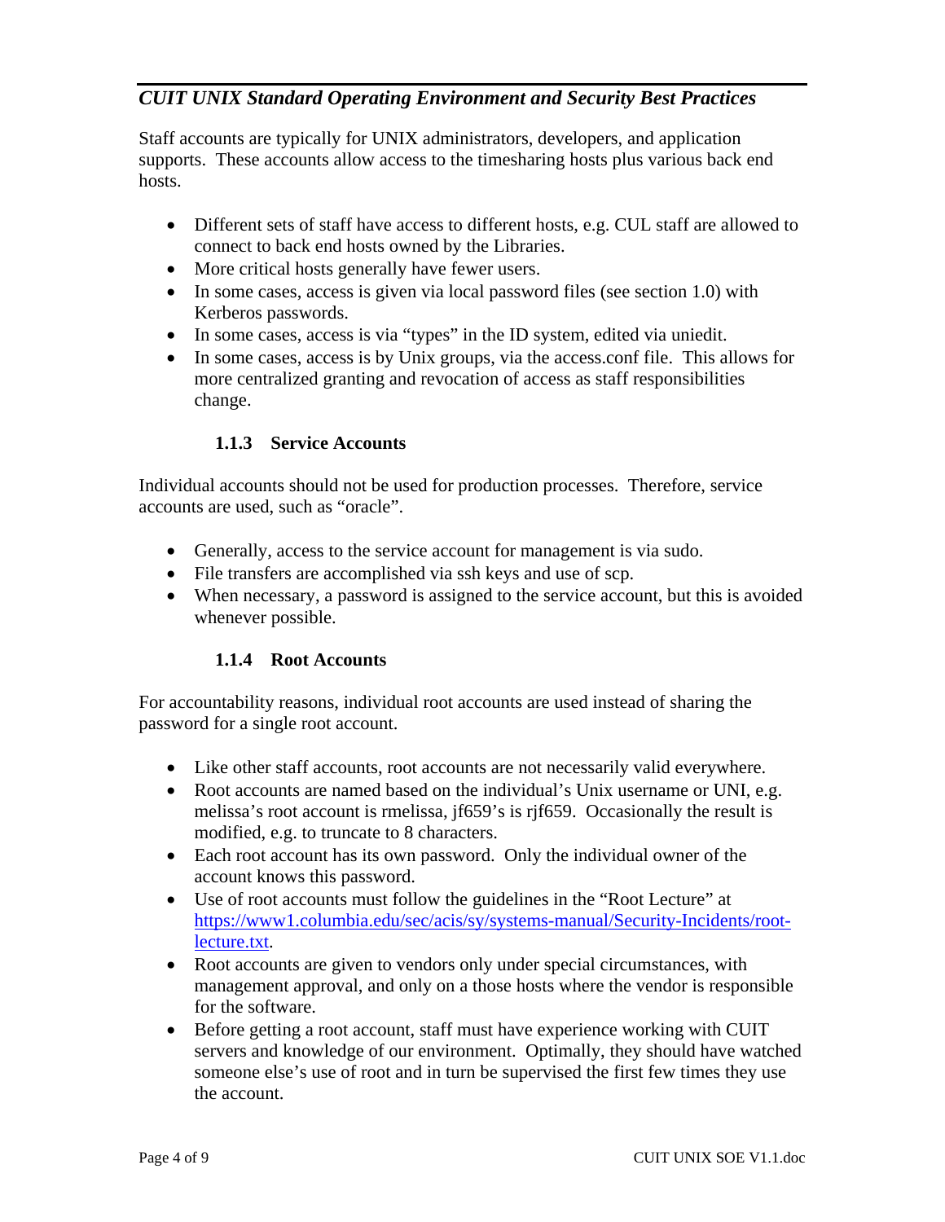Staff accounts are typically for UNIX administrators, developers, and application supports. These accounts allow access to the timesharing hosts plus various back end hosts.

- Different sets of staff have access to different hosts, e.g. CUL staff are allowed to connect to back end hosts owned by the Libraries.
- More critical hosts generally have fewer users.
- In some cases, access is given via local password files (see section 1.0) with Kerberos passwords.
- In some cases, access is via "types" in the ID system, edited via uniedit.
- In some cases, access is by Unix groups, via the access.conf file. This allows for more centralized granting and revocation of access as staff responsibilities change.

#### 1.1.3 Service Accounts

Individual accounts should not be used for production processes. Therefore, service accounts are used, such as "oracle".

- Generally, access to the service account for management is via sudo.
- File transfers are accomplished via ssh keys and use of scp.
- When necessary, a password is assigned to the service account, but this is avoided whenever possible.

#### 1.1.4 Root Accounts

For accountability reasons, individual root accounts are used instead of sharing the password for a single root account.

- Like other staff accounts, root accounts are not necessarily valid everywhere.
- Root accounts are named based on the individual's Unix username or UNI, e.g. melissa's root account is rmelissa, jf659's is rjf659. Occasionally the result is modified, e.g. to truncate to 8 characters.
- Each root account has its own password. Only the individual owner of the account knows this password.
- Use of root accounts must follow the guidelines in the "Root Lecture" at https://www1.columbia.edu/sec/acis/sy/systems-manual/Security-Incidents/root-lecture.txt.
- Root accounts are given to vendors only under special circumstances, with management approval, and only on a those hosts where the vendor is responsible for the software.
- Before getting a root account, staff must have experience working with CUIT servers and knowledge of our environment. Optimally, they should have watched someone else's use of root and in turn be supervised the first few times they use the account.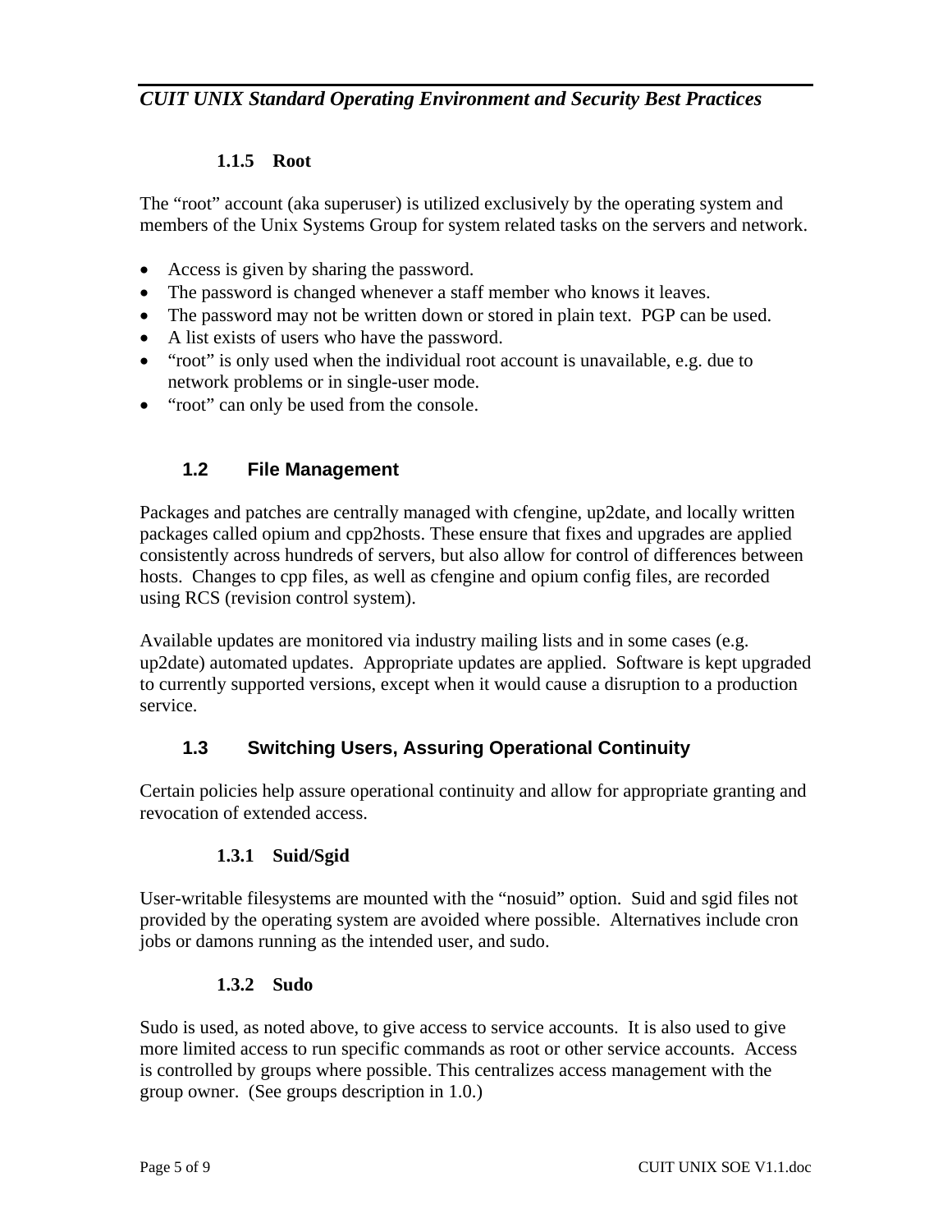#### 1.1.5 Root

The "root" account (aka superuser) is utilized exclusively by the operating system and members of the Unix Systems Group for system related tasks on the servers and network.

- Access is given by sharing the password.
- The password is changed whenever a staff member who knows it leaves.
- The password may not be written down or stored in plain text. PGP can be used.
- A list exists of users who have the password.
- "root" is only used when the individual root account is unavailable, e.g. due to network problems or in single-user mode.
- "root" can only be used from the console.

### 1.2 File Management

Packages and patches are centrally managed with cfengine, up2date, and locally written packages called opium and cpp2hosts. These ensure that fixes and upgrades are applied consistently across hundreds of servers, but also allow for control of differences between hosts. Changes to cpp files, as well as cfengine and opium config files, are recorded using RCS (revision control system).

Available updates are monitored via industry mailing lists and in some cases (e.g. up2date) automated updates. Appropriate updates are applied. Software is kept upgraded to currently supported versions, except when it would cause a disruption to a production service.

### 1.3 Switching Users, Assuring Operational Continuity

Certain policies help assure operational continuity and allow for appropriate granting and revocation of extended access.

#### 1.3.1 Suid/Sgid

User-writable filesystems are mounted with the "nosuid" option. Suid and sgid files not provided by the operating system are avoided where possible. Alternatives include cron jobs or damons running as the intended user, and sudo.

#### 1.3.2 Sudo

Sudo is used, as noted above, to give access to service accounts. It is also used to give more limited access to run specific commands as root or other service accounts. Access is controlled by groups where possible. This centralizes access management with the group owner. (See groups description in 1.0.)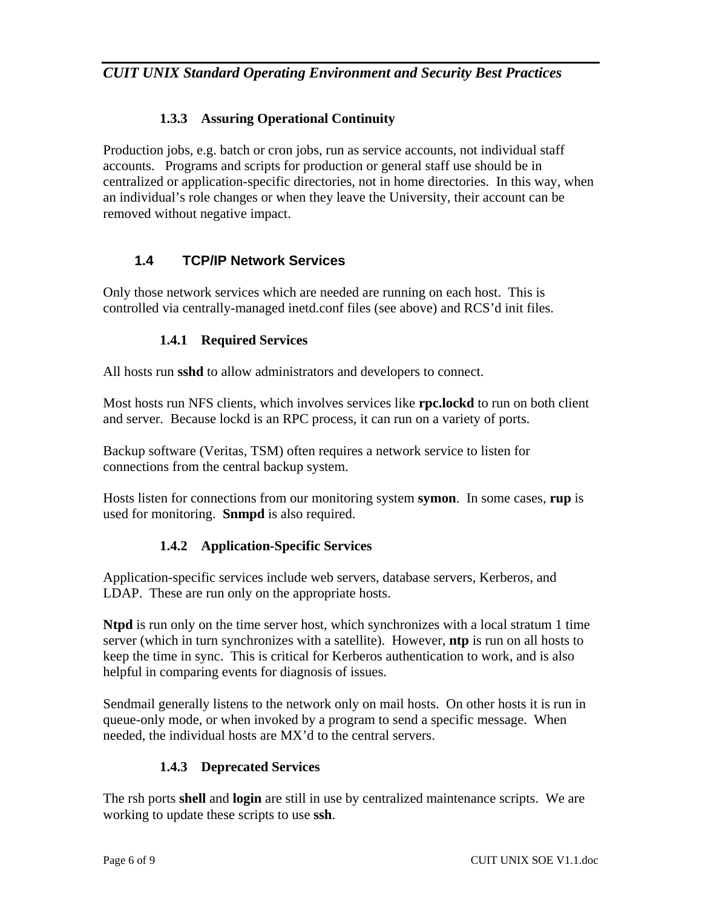### 1.3.3 Assuring Operational Continuity

Production jobs, e.g. batch or cron jobs, run as service accounts, not individual staff accounts. Programs and scripts for production or general staff use should be in centralized or application-specific directories, not in home directories. In this way, when an individual's role changes or when they leave the University, their account can be removed without negative impact.

## 1.4 TCP/IP Network Services

Only those network services which are needed are running on each host. This is controlled via centrally-managed inetd.conf files (see above) and RCS'd init files.

### 1.4.1 Required Services

All hosts run **sshd** to allow administrators and developers to connect.

Most hosts run NFS clients, which involves services like **rpc.lockd** to run on both client and server. Because lockd is an RPC process, it can run on a variety of ports.

Backup software (Veritas, TSM) often requires a network service to listen for connections from the central backup system.

Hosts listen for connections from our monitoring system **symon**. In some cases, **rup** is used for monitoring. **Snmpd** is also required.

### 1.4.2 Application-Specific Services

Application-specific services include web servers, database servers, Kerberos, and LDAP. These are run only on the appropriate hosts.

**Ntpd** is run only on the time server host, which synchronizes with a local stratum 1 time server (which in turn synchronizes with a satellite). However, **ntp** is run on all hosts to keep the time in sync. This is critical for Kerberos authentication to work, and is also helpful in comparing events for diagnosis of issues.

Sendmail generally listens to the network only on mail hosts. On other hosts it is run in queue-only mode, or when invoked by a program to send a specific message. When needed, the individual hosts are MX'd to the central servers.

### 1.4.3 Deprecated Services

The rsh ports **shell** and **login** are still in use by centralized maintenance scripts. We are working to update these scripts to use **ssh**.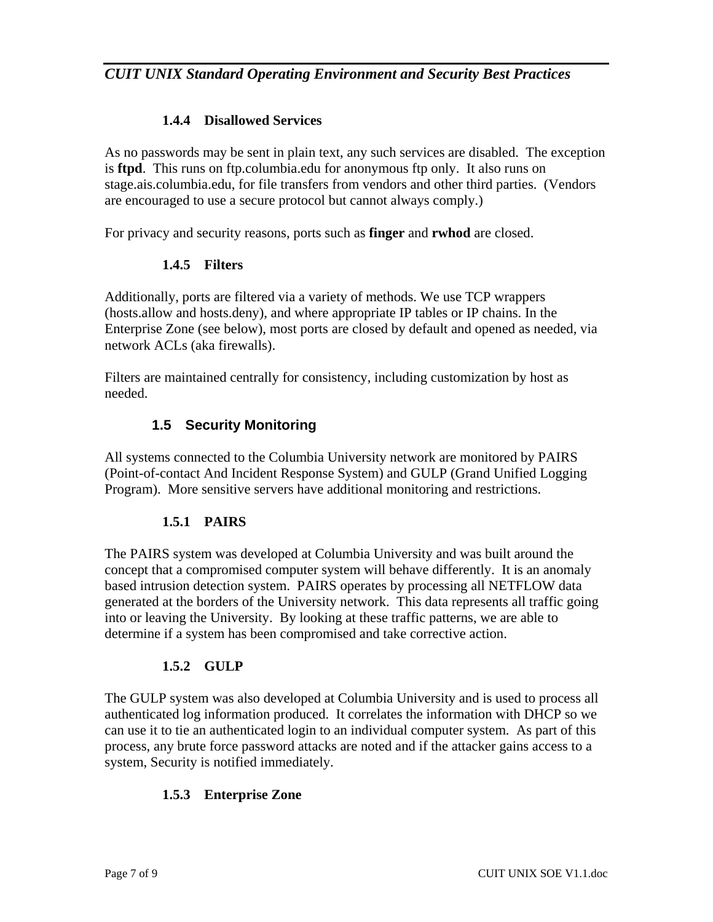#### 1.4.4 Disallowed Services

As no passwords may be sent in plain text, any such services are disabled. The exception is **ftpd**. This runs on ftp.columbia.edu for anonymous ftp only. It also runs on stage.ais.columbia.edu, for file transfers from vendors and other third parties. (Vendors are encouraged to use a secure protocol but cannot always comply.)

For privacy and security reasons, ports such as **finger** and **rwhod** are closed.

#### 1.4.5 Filters

Additionally, ports are filtered via a variety of methods. We use TCP wrappers (hosts.allow and hosts.deny), and where appropriate IP tables or IP chains. In the Enterprise Zone (see below), most ports are closed by default and opened as needed, via network ACLs (aka firewalls).

Filters are maintained centrally for consistency, including customization by host as needed.

### 1.5 Security Monitoring

All systems connected to the Columbia University network are monitored by PAIRS (Point-of-contact And Incident Response System) and GULP (Grand Unified Logging Program). More sensitive servers have additional monitoring and restrictions.

#### 1.5.1 PAIRS

The PAIRS system was developed at Columbia University and was built around the concept that a compromised computer system will behave differently. It is an anomaly based intrusion detection system. PAIRS operates by processing all NETFLOW data generated at the borders of the University network. This data represents all traffic going into or leaving the University. By looking at these traffic patterns, we are able to determine if a system has been compromised and take corrective action.

#### 1.5.2 GULP

The GULP system was also developed at Columbia University and is used to process all authenticated log information produced. It correlates the information with DHCP so we can use it to tie an authenticated login to an individual computer system. As part of this process, any brute force password attacks are noted and if the attacker gains access to a system, Security is notified immediately.

#### 1.5.3 Enterprise Zone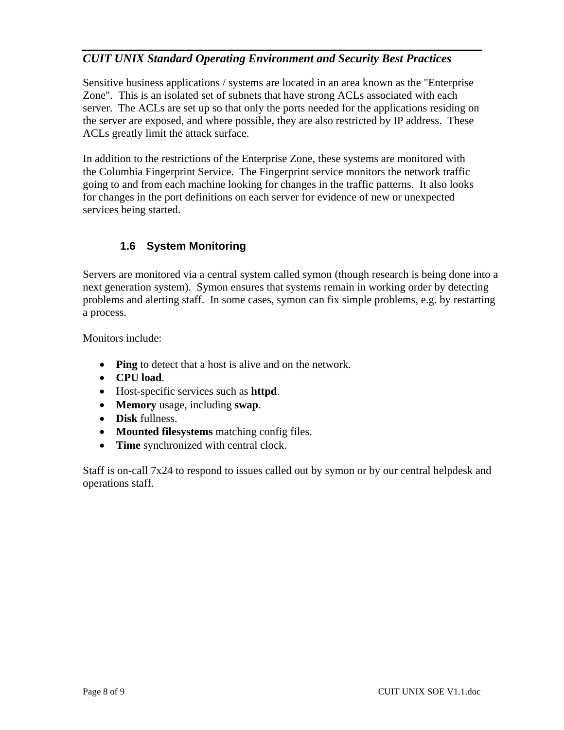Sensitive business applications / systems are located in an area known as the "Enterprise Zone". This is an isolated set of subnets that have strong ACLs associated with each server. The ACLs are set up so that only the ports needed for the applications residing on the server are exposed, and where possible, they are also restricted by IP address. These ACLs greatly limit the attack surface.

In addition to the restrictions of the Enterprise Zone, these systems are monitored with the Columbia Fingerprint Service. The Fingerprint service monitors the network traffic going to and from each machine looking for changes in the traffic patterns. It also looks for changes in the port definitions on each server for evidence of new or unexpected services being started.

### 1.6 System Monitoring

Servers are monitored via a central system called symon (though research is being done into a next generation system). Symon ensures that systems remain in working order by detecting problems and alerting staff. In some cases, symon can fix simple problems, e.g. by restarting a process.

Monitors include:

- **Ping** to detect that a host is alive and on the network.
- **CPU load**.
- Host-specific services such as **httpd**.
- **Memory** usage, including **swap**.
- **Disk** fullness.
- **Mounted filesystems** matching config files.
- **Time** synchronized with central clock.

Staff is on-call 7x24 to respond to issues called out by symon or by our central helpdesk and operations staff.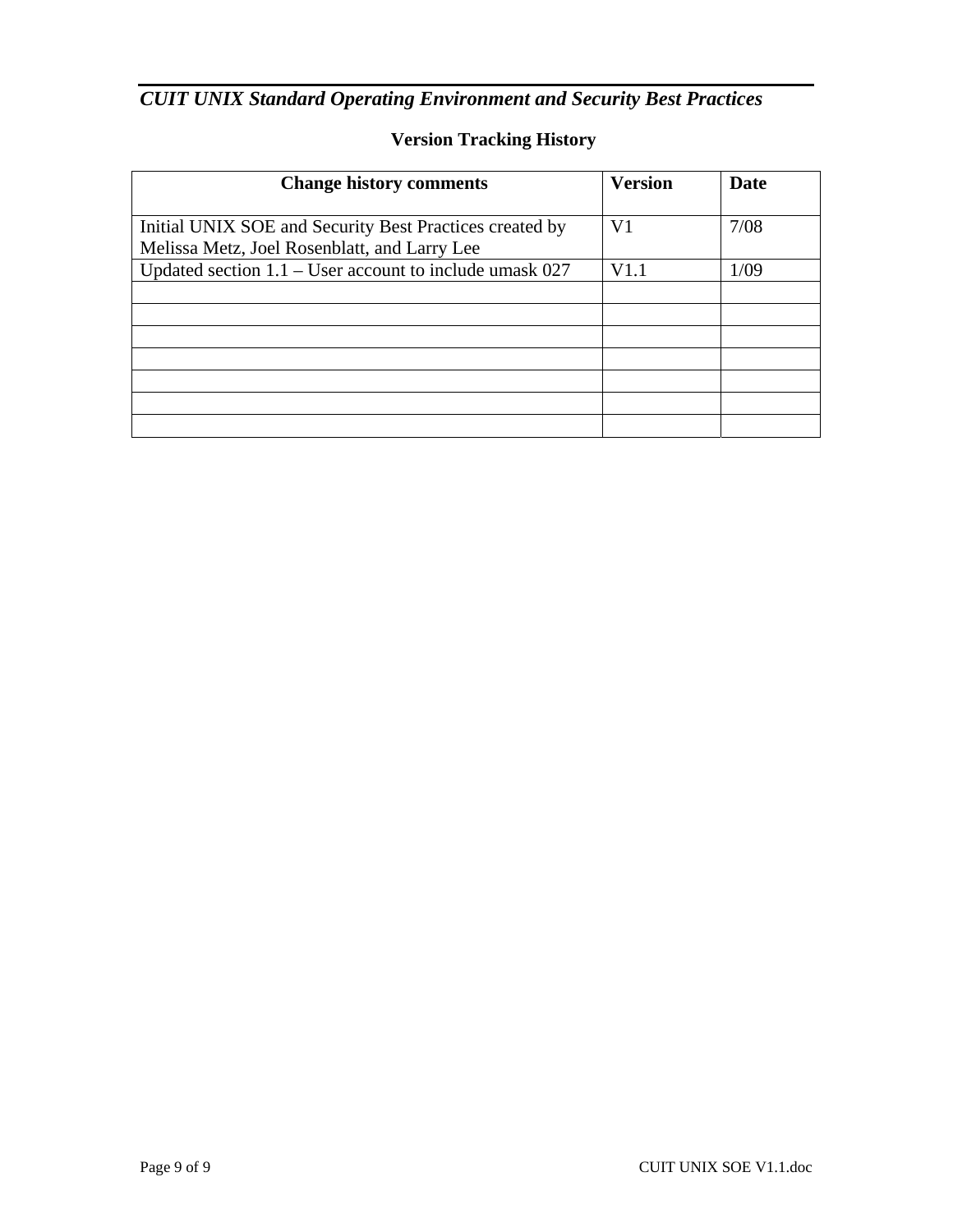## Version Tracking History

| Change history comments | Version | Date |
|---|---|---|
| Initial UNIX SOE and Security Best Practices created by Melissa Metz, Joel Rosenblatt, and Larry Lee | V1 | 7/08 |
| Updated section 1.1 – User account to include umask 027 | V1.1 | 1/09 |
| | | |
| | | |
| | | |
| | | |
| | | |
| | | |
| | | |